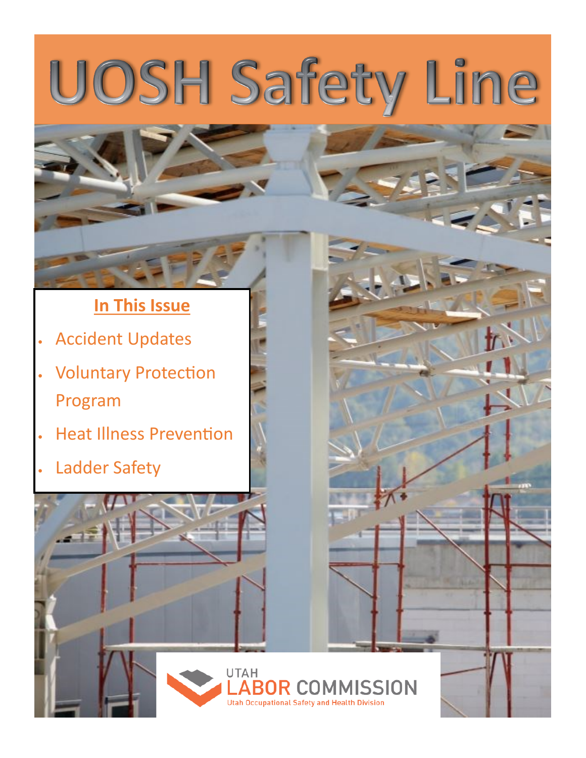# UOSH Safety Line

## In This Issue

- Accident Updates
- Voluntary Protection Program
- Heat Illness Prevention
- Ladder Safety

UTAH LABOR COMMISSION
Utah Occupational Safety and Health Division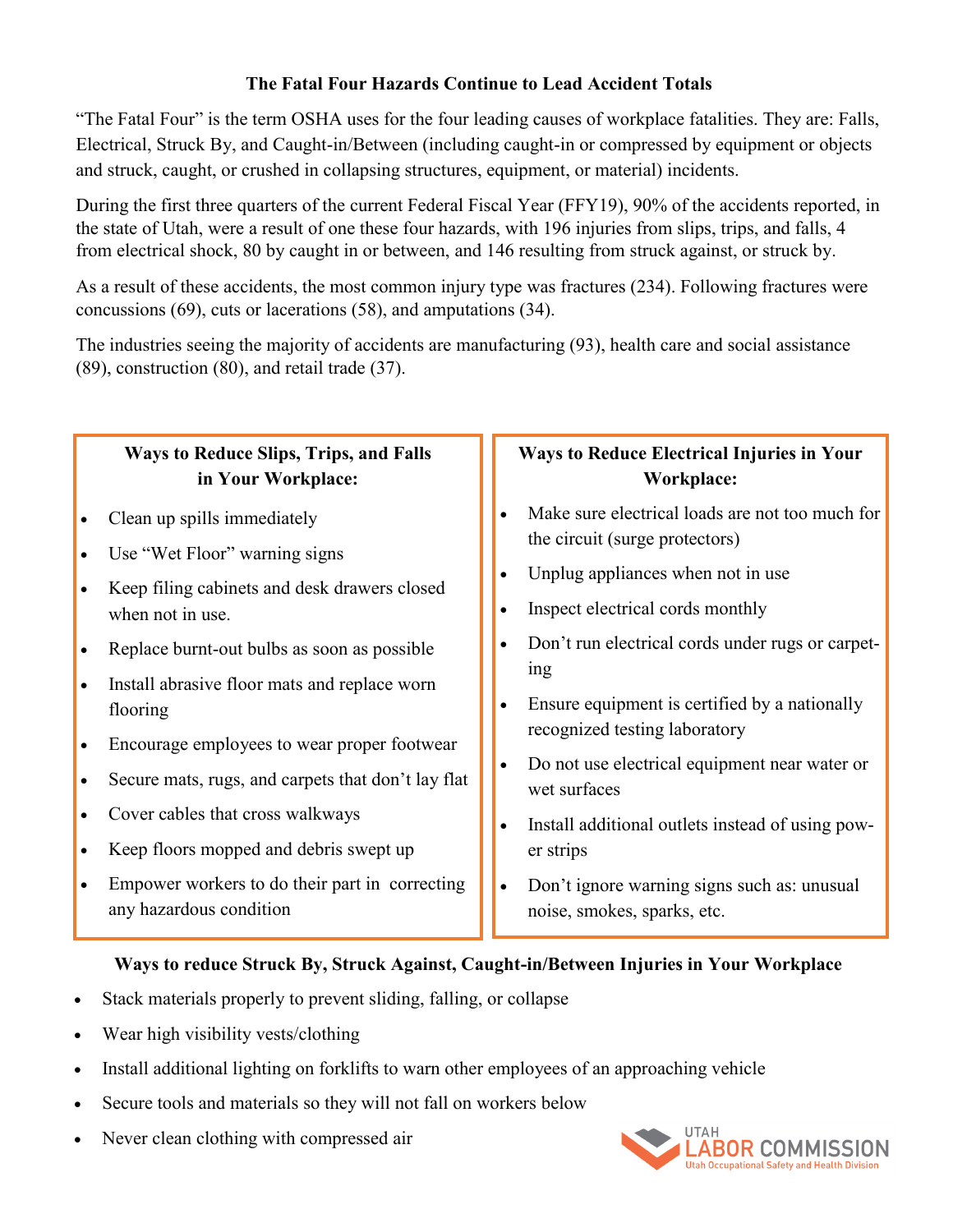## The Fatal Four Hazards Continue to Lead Accident Totals

"The Fatal Four" is the term OSHA uses for the four leading causes of workplace fatalities. They are: Falls, Electrical, Struck By, and Caught-in/Between (including caught-in or compressed by equipment or objects and struck, caught, or crushed in collapsing structures, equipment, or material) incidents.

During the first three quarters of the current Federal Fiscal Year (FFY19), 90% of the accidents reported, in the state of Utah, were a result of one these four hazards, with 196 injuries from slips, trips, and falls, 4 from electrical shock, 80 by caught in or between, and 146 resulting from struck against, or struck by.

As a result of these accidents, the most common injury type was fractures (234). Following fractures were concussions (69), cuts or lacerations (58), and amputations (34).

The industries seeing the majority of accidents are manufacturing (93), health care and social assistance (89), construction (80), and retail trade (37).

### Ways to Reduce Slips, Trips, and Falls in Your Workplace:

- Clean up spills immediately
- Use "Wet Floor" warning signs
- Keep filing cabinets and desk drawers closed when not in use.
- Replace burnt-out bulbs as soon as possible
- Install abrasive floor mats and replace worn flooring
- Encourage employees to wear proper footwear
- Secure mats, rugs, and carpets that don't lay flat
- Cover cables that cross walkways
- Keep floors mopped and debris swept up
- Empower workers to do their part in correcting any hazardous condition

### Ways to Reduce Electrical Injuries in Your Workplace:

- Make sure electrical loads are not too much for the circuit (surge protectors)
- Unplug appliances when not in use
- Inspect electrical cords monthly
- Don't run electrical cords under rugs or carpeting
- Ensure equipment is certified by a nationally recognized testing laboratory
- Do not use electrical equipment near water or wet surfaces
- Install additional outlets instead of using power strips
- Don't ignore warning signs such as: unusual noise, smokes, sparks, etc.

### Ways to reduce Struck By, Struck Against, Caught-in/Between Injuries in Your Workplace

- Stack materials properly to prevent sliding, falling, or collapse
- Wear high visibility vests/clothing
- Install additional lighting on forklifts to warn other employees of an approaching vehicle
- Secure tools and materials so they will not fall on workers below
- Never clean clothing with compressed air

UTAH LABOR COMMISSION
Utah Occupational Safety and Health Division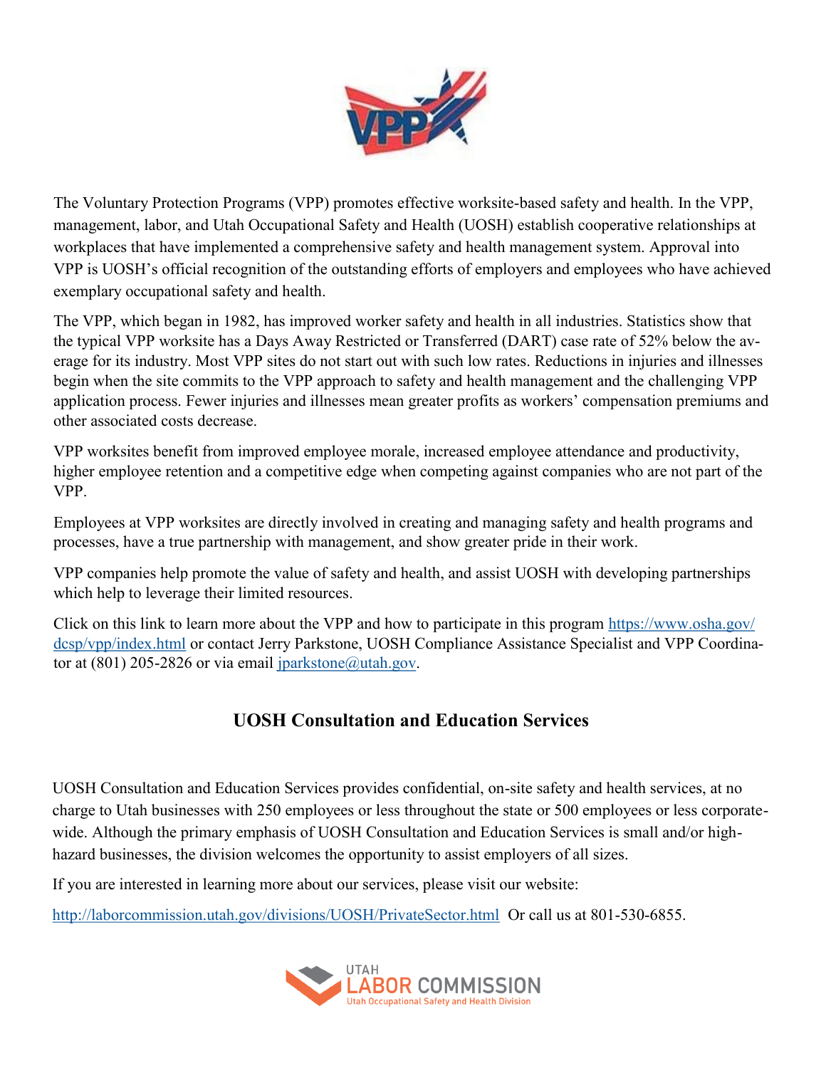The Voluntary Protection Programs (VPP) promotes effective worksite-based safety and health. In the VPP, management, labor, and Utah Occupational Safety and Health (UOSH) establish cooperative relationships at workplaces that have implemented a comprehensive safety and health management system. Approval into VPP is UOSH's official recognition of the outstanding efforts of employers and employees who have achieved exemplary occupational safety and health.

The VPP, which began in 1982, has improved worker safety and health in all industries. Statistics show that the typical VPP worksite has a Days Away Restricted or Transferred (DART) case rate of 52% below the average for its industry. Most VPP sites do not start out with such low rates. Reductions in injuries and illnesses begin when the site commits to the VPP approach to safety and health management and the challenging VPP application process. Fewer injuries and illnesses mean greater profits as workers' compensation premiums and other associated costs decrease.

VPP worksites benefit from improved employee morale, increased employee attendance and productivity, higher employee retention and a competitive edge when competing against companies who are not part of the VPP.

Employees at VPP worksites are directly involved in creating and managing safety and health programs and processes, have a true partnership with management, and show greater pride in their work.

VPP companies help promote the value of safety and health, and assist UOSH with developing partnerships which help to leverage their limited resources.

Click on this link to learn more about the VPP and how to participate in this program https://www.osha.gov/dcsp/vpp/index.html or contact Jerry Parkstone, UOSH Compliance Assistance Specialist and VPP Coordinator at (801) 205-2826 or via email jparkstone@utah.gov.

## UOSH Consultation and Education Services

UOSH Consultation and Education Services provides confidential, on-site safety and health services, at no charge to Utah businesses with 250 employees or less throughout the state or 500 employees or less corporate-wide. Although the primary emphasis of UOSH Consultation and Education Services is small and/or high-hazard businesses, the division welcomes the opportunity to assist employers of all sizes.

If you are interested in learning more about our services, please visit our website:

http://laborcommission.utah.gov/divisions/UOSH/PrivateSector.html Or call us at 801-530-6855.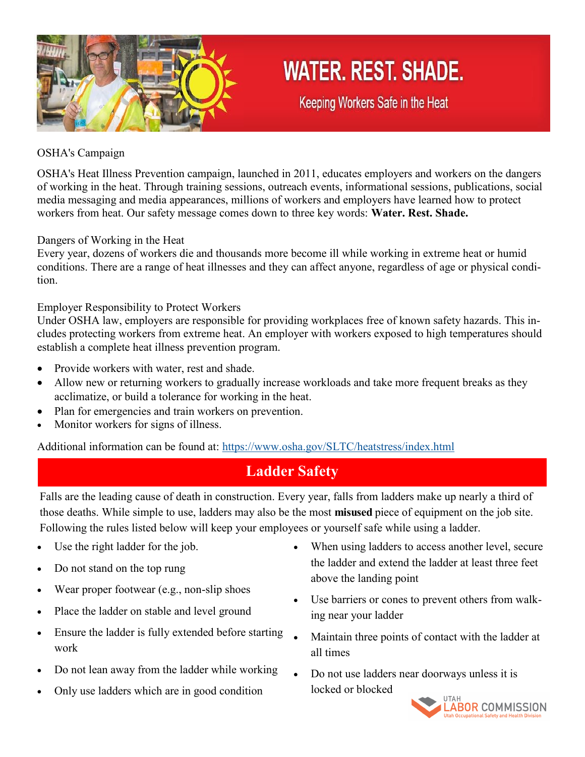# WATER. REST. SHADE.

Keeping Workers Safe in the Heat

OSHA's Campaign

OSHA's Heat Illness Prevention campaign, launched in 2011, educates employers and workers on the dangers of working in the heat. Through training sessions, outreach events, informational sessions, publications, social media messaging and media appearances, millions of workers and employers have learned how to protect workers from heat. Our safety message comes down to three key words: **Water. Rest. Shade.**

Dangers of Working in the Heat

Every year, dozens of workers die and thousands more become ill while working in extreme heat or humid conditions. There are a range of heat illnesses and they can affect anyone, regardless of age or physical condition.

Employer Responsibility to Protect Workers

Under OSHA law, employers are responsible for providing workplaces free of known safety hazards. This includes protecting workers from extreme heat. An employer with workers exposed to high temperatures should establish a complete heat illness prevention program.

- Provide workers with water, rest and shade.
- Allow new or returning workers to gradually increase workloads and take more frequent breaks as they acclimatize, or build a tolerance for working in the heat.
- Plan for emergencies and train workers on prevention.
- Monitor workers for signs of illness.

Additional information can be found at: https://www.osha.gov/SLTC/heatstress/index.html

## Ladder Safety

Falls are the leading cause of death in construction. Every year, falls from ladders make up nearly a third of those deaths. While simple to use, ladders may also be the most **misused** piece of equipment on the job site. Following the rules listed below will keep your employees or yourself safe while using a ladder.

- Use the right ladder for the job.
- Do not stand on the top rung
- Wear proper footwear (e.g., non-slip shoes
- Place the ladder on stable and level ground
- Ensure the ladder is fully extended before starting work
- Do not lean away from the ladder while working
- Only use ladders which are in good condition
- When using ladders to access another level, secure the ladder and extend the ladder at least three feet above the landing point
- Use barriers or cones to prevent others from walking near your ladder
- Maintain three points of contact with the ladder at all times
- Do not use ladders near doorways unless it is locked or blocked

UTAH LABOR COMMISSION
Utah Occupational Safety and Health Division